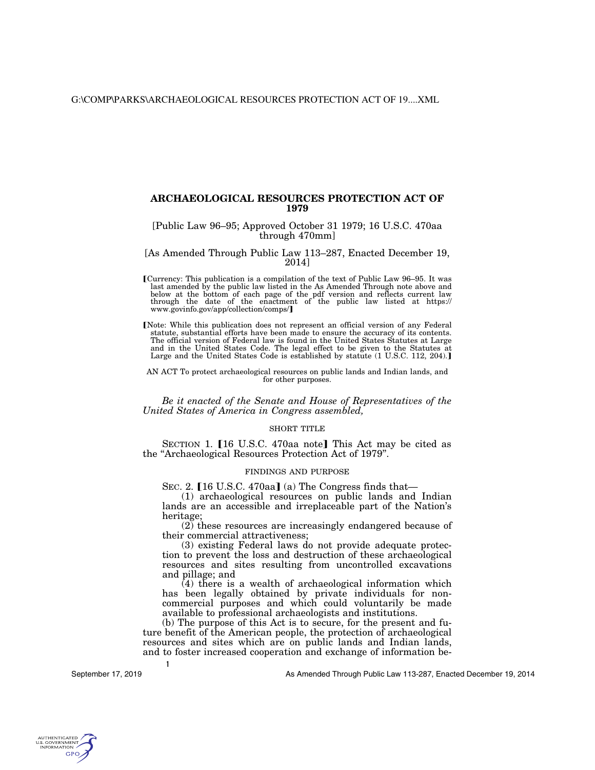# ARCHAEOLOGICAL RESOURCES PROTECTION ACT OF 1979

[Public Law 96–95; Approved October 31 1979; 16 U.S.C. 470aa through 470mm]

[As Amended Through Public Law 113–287, Enacted December 19, 2014]

【Currency: This publication is a compilation of the text of Public Law 96–95. It was last amended by the public law listed in the As Amended Through note above and below at the bottom of each page of the pdf version and reflects current law through the date of the enactment of the public law listed at https://www.govinfo.gov/app/collection/comps/】

【Note: While this publication does not represent an official version of any Federal statute, substantial efforts have been made to ensure the accuracy of its contents. The official version of Federal law is found in the United States Statutes at Large and in the United States Code. The legal effect to be given to the Statutes at Large and the United States Code is established by statute (1 U.S.C. 112, 204).】

AN ACT To protect archaeological resources on public lands and Indian lands, and for other purposes.

*Be it enacted of the Senate and House of Representatives of the United States of America in Congress assembled,*

## SHORT TITLE

SECTION 1. 【16 U.S.C. 470aa note】 This Act may be cited as the "Archaeological Resources Protection Act of 1979".

## FINDINGS AND PURPOSE

SEC. 2. 【16 U.S.C. 470aa】 (a) The Congress finds that—

(1) archaeological resources on public lands and Indian lands are an accessible and irreplaceable part of the Nation's heritage;

(2) these resources are increasingly endangered because of their commercial attractiveness;

(3) existing Federal laws do not provide adequate protection to prevent the loss and destruction of these archaeological resources and sites resulting from uncontrolled excavations and pillage; and

(4) there is a wealth of archaeological information which has been legally obtained by private individuals for noncommercial purposes and which could voluntarily be made available to professional archaeologists and institutions.

(b) The purpose of this Act is to secure, for the present and future benefit of the American people, the protection of archaeological resources and sites which are on public lands and Indian lands, and to foster increased cooperation and exchange of information be-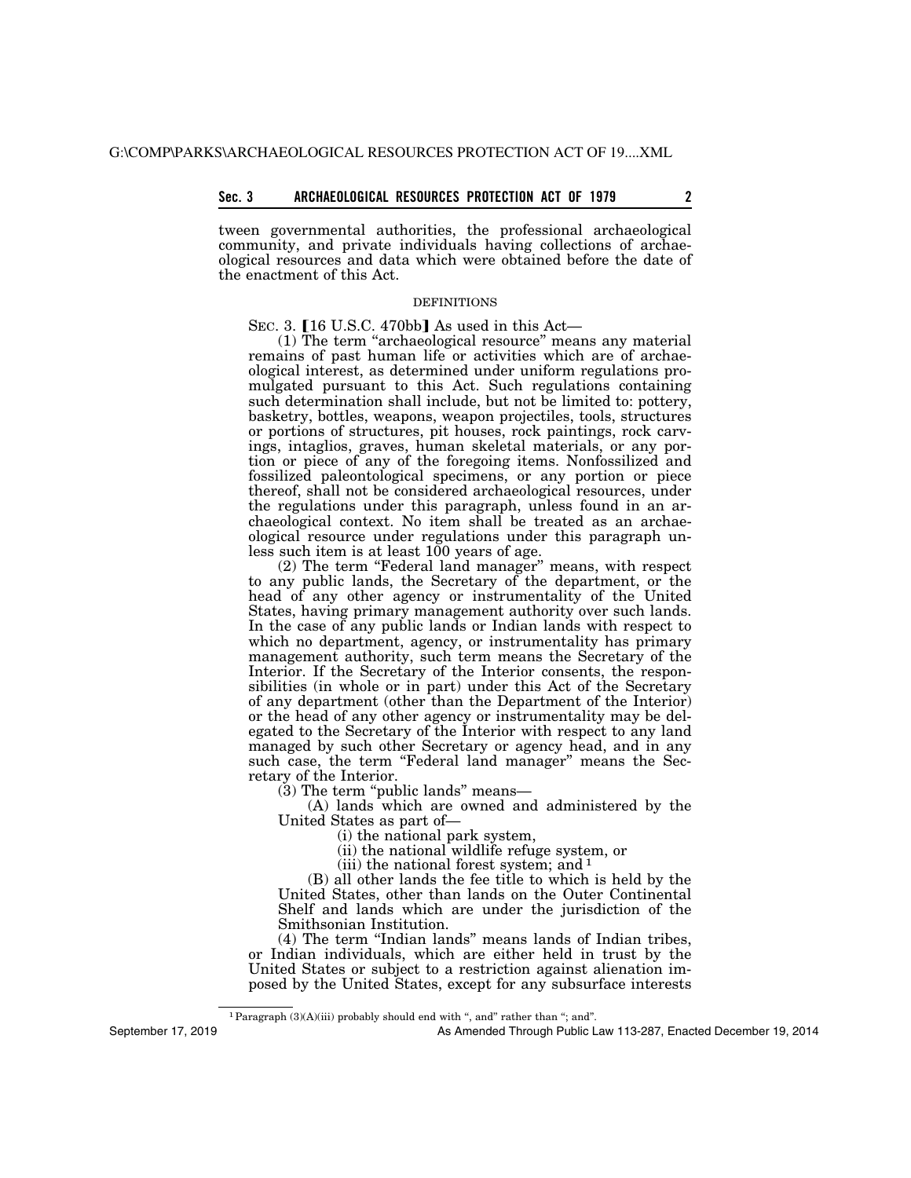tween governmental authorities, the professional archaeological community, and private individuals having collections of archaeological resources and data which were obtained before the date of the enactment of this Act.

DEFINITIONS

SEC. 3. 【16 U.S.C. 470bb】 As used in this Act—

(1) The term "archaeological resource" means any material remains of past human life or activities which are of archaeological interest, as determined under uniform regulations promulgated pursuant to this Act. Such regulations containing such determination shall include, but not be limited to: pottery, basketry, bottles, weapons, weapon projectiles, tools, structures or portions of structures, pit houses, rock paintings, rock carvings, intaglios, graves, human skeletal materials, or any portion or piece of any of the foregoing items. Nonfossilized and fossilized paleontological specimens, or any portion or piece thereof, shall not be considered archaeological resources, under the regulations under this paragraph, unless found in an archaeological context. No item shall be treated as an archaeological resource under regulations under this paragraph unless such item is at least 100 years of age.

(2) The term "Federal land manager" means, with respect to any public lands, the Secretary of the department, or the head of any other agency or instrumentality of the United States, having primary management authority over such lands. In the case of any public lands or Indian lands with respect to which no department, agency, or instrumentality has primary management authority, such term means the Secretary of the Interior. If the Secretary of the Interior consents, the responsibilities (in whole or in part) under this Act of the Secretary of any department (other than the Department of the Interior) or the head of any other agency or instrumentality may be delegated to the Secretary of the Interior with respect to any land managed by such other Secretary or agency head, and in any such case, the term "Federal land manager" means the Secretary of the Interior.

(3) The term "public lands" means—

(A) lands which are owned and administered by the United States as part of—

(i) the national park system,

(ii) the national wildlife refuge system, or

(iii) the national forest system; and [1]

(B) all other lands the fee title to which is held by the United States, other than lands on the Outer Continental Shelf and lands which are under the jurisdiction of the Smithsonian Institution.

(4) The term "Indian lands" means lands of Indian tribes, or Indian individuals, which are either held in trust by the United States or subject to a restriction against alienation imposed by the United States, except for any subsurface interests

[1] Paragraph (3)(A)(iii) probably should end with ", and" rather than "; and".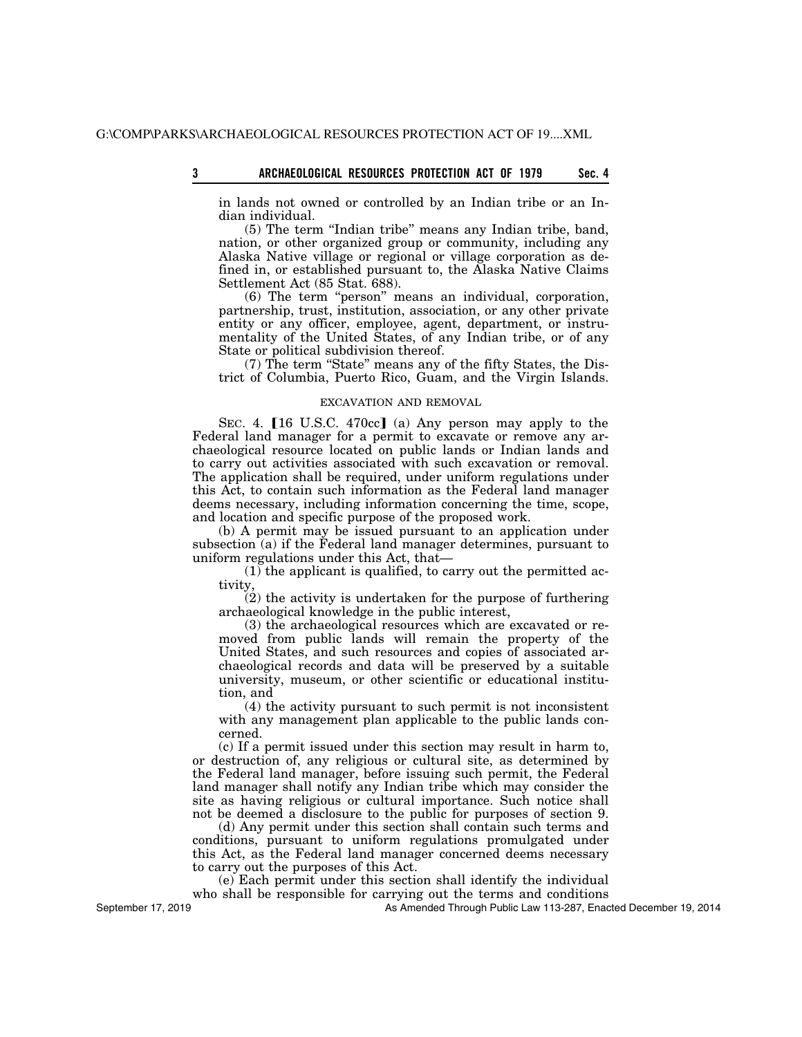in lands not owned or controlled by an Indian tribe or an Indian individual.

(5) The term "Indian tribe" means any Indian tribe, band, nation, or other organized group or community, including any Alaska Native village or regional or village corporation as defined in, or established pursuant to, the Alaska Native Claims Settlement Act (85 Stat. 688).

(6) The term "person" means an individual, corporation, partnership, trust, institution, association, or any other private entity or any officer, employee, agent, department, or instrumentality of the United States, of any Indian tribe, or of any State or political subdivision thereof.

(7) The term "State" means any of the fifty States, the District of Columbia, Puerto Rico, Guam, and the Virgin Islands.

## EXCAVATION AND REMOVAL

SEC. 4. 【16 U.S.C. 470cc】 (a) Any person may apply to the Federal land manager for a permit to excavate or remove any archaeological resource located on public lands or Indian lands and to carry out activities associated with such excavation or removal. The application shall be required, under uniform regulations under this Act, to contain such information as the Federal land manager deems necessary, including information concerning the time, scope, and location and specific purpose of the proposed work.

(b) A permit may be issued pursuant to an application under subsection (a) if the Federal land manager determines, pursuant to uniform regulations under this Act, that—

(1) the applicant is qualified, to carry out the permitted activity,

(2) the activity is undertaken for the purpose of furthering archaeological knowledge in the public interest,

(3) the archaeological resources which are excavated or removed from public lands will remain the property of the United States, and such resources and copies of associated archaeological records and data will be preserved by a suitable university, museum, or other scientific or educational institution, and

(4) the activity pursuant to such permit is not inconsistent with any management plan applicable to the public lands concerned.

(c) If a permit issued under this section may result in harm to, or destruction of, any religious or cultural site, as determined by the Federal land manager, before issuing such permit, the Federal land manager shall notify any Indian tribe which may consider the site as having religious or cultural importance. Such notice shall not be deemed a disclosure to the public for purposes of section 9.

(d) Any permit under this section shall contain such terms and conditions, pursuant to uniform regulations promulgated under this Act, as the Federal land manager concerned deems necessary to carry out the purposes of this Act.

(e) Each permit under this section shall identify the individual who shall be responsible for carrying out the terms and conditions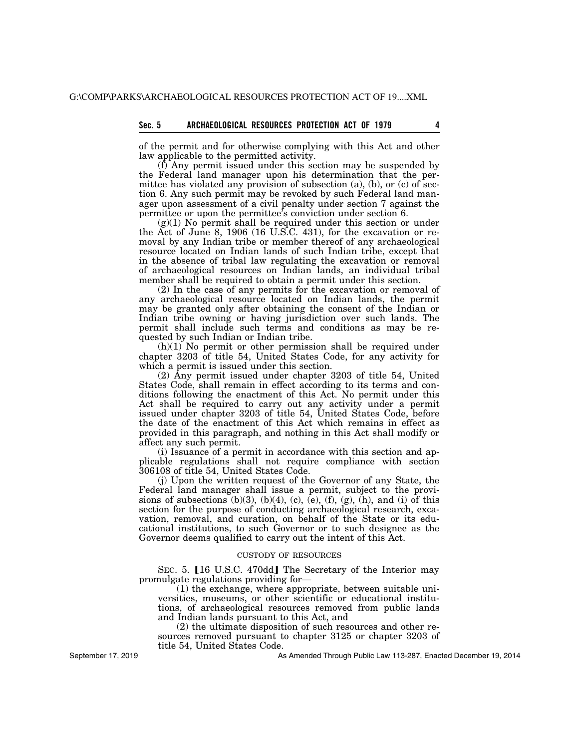of the permit and for otherwise complying with this Act and other law applicable to the permitted activity.

(f) Any permit issued under this section may be suspended by the Federal land manager upon his determination that the permittee has violated any provision of subsection (a), (b), or (c) of section 6. Any such permit may be revoked by such Federal land manager upon assessment of a civil penalty under section 7 against the permittee or upon the permittee's conviction under section 6.

(g)(1) No permit shall be required under this section or under the Act of June 8, 1906 (16 U.S.C. 431), for the excavation or removal by any Indian tribe or member thereof of any archaeological resource located on Indian lands of such Indian tribe, except that in the absence of tribal law regulating the excavation or removal of archaeological resources on Indian lands, an individual tribal member shall be required to obtain a permit under this section.

(2) In the case of any permits for the excavation or removal of any archaeological resource located on Indian lands, the permit may be granted only after obtaining the consent of the Indian or Indian tribe owning or having jurisdiction over such lands. The permit shall include such terms and conditions as may be requested by such Indian or Indian tribe.

(h)(1) No permit or other permission shall be required under chapter 3203 of title 54, United States Code, for any activity for which a permit is issued under this section.

(2) Any permit issued under chapter 3203 of title 54, United States Code, shall remain in effect according to its terms and conditions following the enactment of this Act. No permit under this Act shall be required to carry out any activity under a permit issued under chapter 3203 of title 54, United States Code, before the date of the enactment of this Act which remains in effect as provided in this paragraph, and nothing in this Act shall modify or affect any such permit.

(i) Issuance of a permit in accordance with this section and applicable regulations shall not require compliance with section 306108 of title 54, United States Code.

(j) Upon the written request of the Governor of any State, the Federal land manager shall issue a permit, subject to the provisions of subsections (b)(3), (b)(4), (c), (e), (f), (g), (h), and (i) of this section for the purpose of conducting archaeological research, excavation, removal, and curation, on behalf of the State or its educational institutions, to such Governor or to such designee as the Governor deems qualified to carry out the intent of this Act.

## CUSTODY OF RESOURCES

SEC. 5. [16 U.S.C. 470dd] The Secretary of the Interior may promulgate regulations providing for—

(1) the exchange, where appropriate, between suitable universities, museums, or other scientific or educational institutions, of archaeological resources removed from public lands and Indian lands pursuant to this Act, and

(2) the ultimate disposition of such resources and other resources removed pursuant to chapter 3125 or chapter 3203 of title 54, United States Code.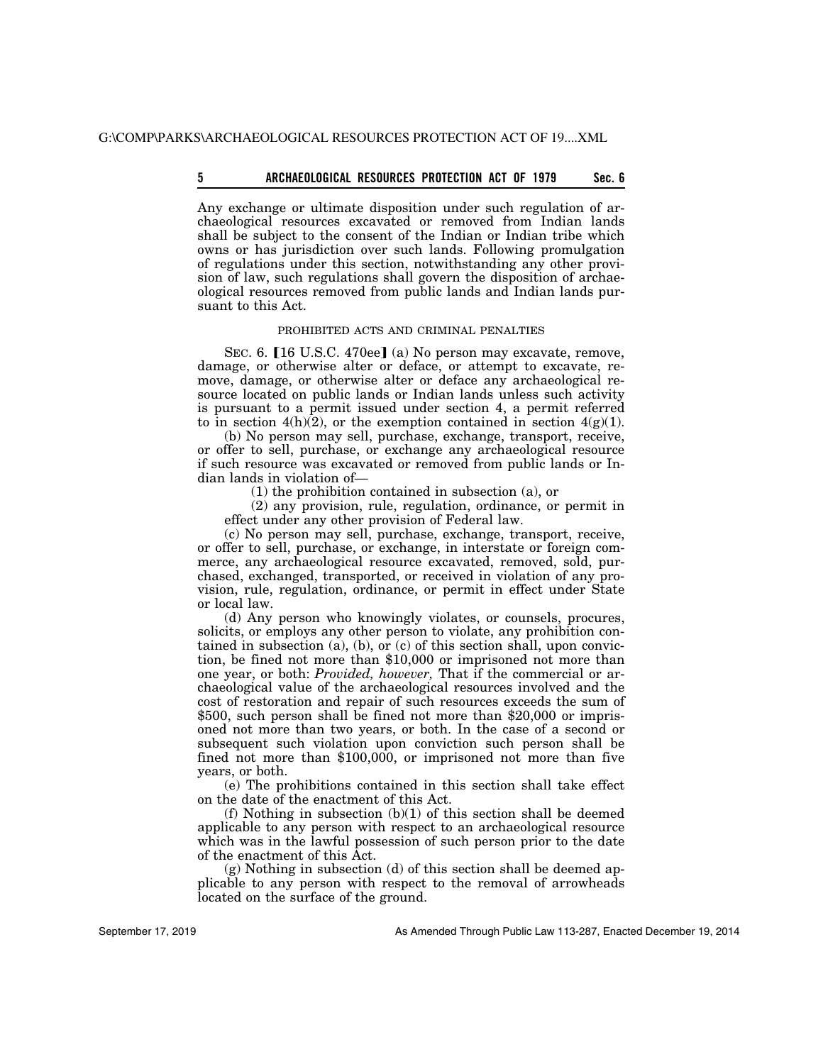Any exchange or ultimate disposition under such regulation of archaeological resources excavated or removed from Indian lands shall be subject to the consent of the Indian or Indian tribe which owns or has jurisdiction over such lands. Following promulgation of regulations under this section, notwithstanding any other provision of law, such regulations shall govern the disposition of archaeological resources removed from public lands and Indian lands pursuant to this Act.

### PROHIBITED ACTS AND CRIMINAL PENALTIES

SEC. 6. [16 U.S.C. 470ee] (a) No person may excavate, remove, damage, or otherwise alter or deface, or attempt to excavate, remove, damage, or otherwise alter or deface any archaeological resource located on public lands or Indian lands unless such activity is pursuant to a permit issued under section 4, a permit referred to in section 4(h)(2), or the exemption contained in section 4(g)(1).

(b) No person may sell, purchase, exchange, transport, receive, or offer to sell, purchase, or exchange any archaeological resource if such resource was excavated or removed from public lands or Indian lands in violation of—

(1) the prohibition contained in subsection (a), or

(2) any provision, rule, regulation, ordinance, or permit in effect under any other provision of Federal law.

(c) No person may sell, purchase, exchange, transport, receive, or offer to sell, purchase, or exchange, in interstate or foreign commerce, any archaeological resource excavated, removed, sold, purchased, exchanged, transported, or received in violation of any provision, rule, regulation, ordinance, or permit in effect under State or local law.

(d) Any person who knowingly violates, or counsels, procures, solicits, or employs any other person to violate, any prohibition contained in subsection (a), (b), or (c) of this section shall, upon conviction, be fined not more than $10,000 or imprisoned not more than one year, or both: *Provided, however,* That if the commercial or archaeological value of the archaeological resources involved and the cost of restoration and repair of such resources exceeds the sum of $500, such person shall be fined not more than $20,000 or imprisoned not more than two years, or both. In the case of a second or subsequent such violation upon conviction such person shall be fined not more than $100,000, or imprisoned not more than five years, or both.

(e) The prohibitions contained in this section shall take effect on the date of the enactment of this Act.

(f) Nothing in subsection (b)(1) of this section shall be deemed applicable to any person with respect to an archaeological resource which was in the lawful possession of such person prior to the date of the enactment of this Act.

(g) Nothing in subsection (d) of this section shall be deemed applicable to any person with respect to the removal of arrowheads located on the surface of the ground.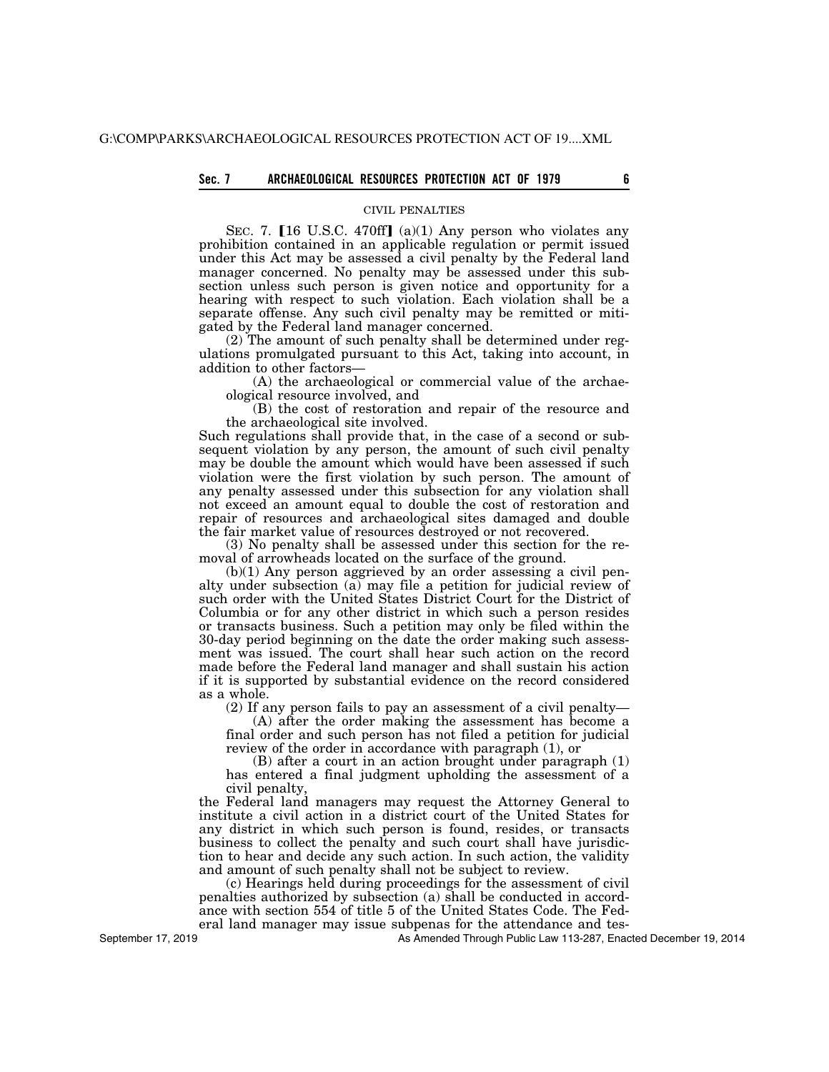CIVIL PENALTIES

SEC. 7. 【16 U.S.C. 470ff】 (a)(1) Any person who violates any prohibition contained in an applicable regulation or permit issued under this Act may be assessed a civil penalty by the Federal land manager concerned. No penalty may be assessed under this subsection unless such person is given notice and opportunity for a hearing with respect to such violation. Each violation shall be a separate offense. Any such civil penalty may be remitted or mitigated by the Federal land manager concerned.

(2) The amount of such penalty shall be determined under regulations promulgated pursuant to this Act, taking into account, in addition to other factors—

(A) the archaeological or commercial value of the archaeological resource involved, and

(B) the cost of restoration and repair of the resource and the archaeological site involved.

Such regulations shall provide that, in the case of a second or subsequent violation by any person, the amount of such civil penalty may be double the amount which would have been assessed if such violation were the first violation by such person. The amount of any penalty assessed under this subsection for any violation shall not exceed an amount equal to double the cost of restoration and repair of resources and archaeological sites damaged and double the fair market value of resources destroyed or not recovered.

(3) No penalty shall be assessed under this section for the removal of arrowheads located on the surface of the ground.

(b)(1) Any person aggrieved by an order assessing a civil penalty under subsection (a) may file a petition for judicial review of such order with the United States District Court for the District of Columbia or for any other district in which such a person resides or transacts business. Such a petition may only be filed within the 30-day period beginning on the date the order making such assessment was issued. The court shall hear such action on the record made before the Federal land manager and shall sustain his action if it is supported by substantial evidence on the record considered as a whole.

(2) If any person fails to pay an assessment of a civil penalty—

(A) after the order making the assessment has become a final order and such person has not filed a petition for judicial review of the order in accordance with paragraph (1), or

(B) after a court in an action brought under paragraph (1) has entered a final judgment upholding the assessment of a civil penalty,

the Federal land managers may request the Attorney General to institute a civil action in a district court of the United States for any district in which such person is found, resides, or transacts business to collect the penalty and such court shall have jurisdiction to hear and decide any such action. In such action, the validity and amount of such penalty shall not be subject to review.

(c) Hearings held during proceedings for the assessment of civil penalties authorized by subsection (a) shall be conducted in accordance with section 554 of title 5 of the United States Code. The Federal land manager may issue subpenas for the attendance and tes-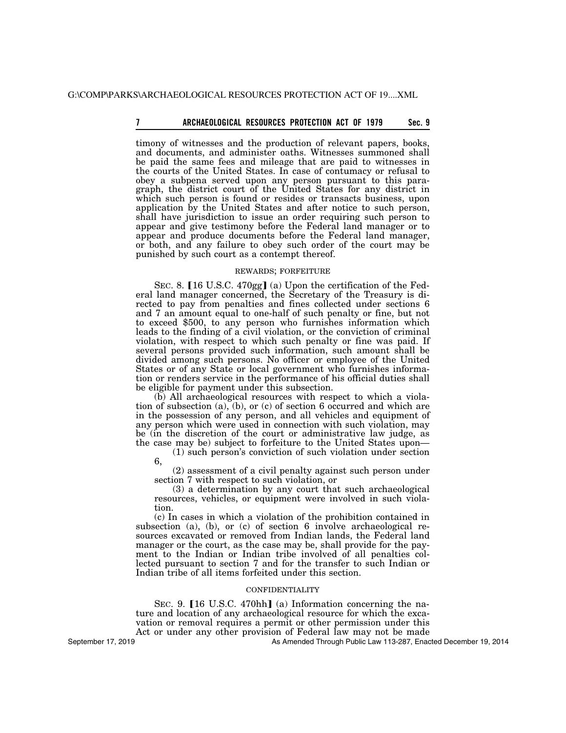timony of witnesses and the production of relevant papers, books, and documents, and administer oaths. Witnesses summoned shall be paid the same fees and mileage that are paid to witnesses in the courts of the United States. In case of contumacy or refusal to obey a subpena served upon any person pursuant to this paragraph, the district court of the United States for any district in which such person is found or resides or transacts business, upon application by the United States and after notice to such person, shall have jurisdiction to issue an order requiring such person to appear and give testimony before the Federal land manager or to appear and produce documents before the Federal land manager, or both, and any failure to obey such order of the court may be punished by such court as a contempt thereof.

REWARDS; FORFEITURE

SEC. 8. [16 U.S.C. 470gg] (a) Upon the certification of the Federal land manager concerned, the Secretary of the Treasury is directed to pay from penalties and fines collected under sections 6 and 7 an amount equal to one-half of such penalty or fine, but not to exceed $500, to any person who furnishes information which leads to the finding of a civil violation, or the conviction of criminal violation, with respect to which such penalty or fine was paid. If several persons provided such information, such amount shall be divided among such persons. No officer or employee of the United States or of any State or local government who furnishes information or renders service in the performance of his official duties shall be eligible for payment under this subsection.

(b) All archaeological resources with respect to which a violation of subsection (a), (b), or (c) of section 6 occurred and which are in the possession of any person, and all vehicles and equipment of any person which were used in connection with such violation, may be (in the discretion of the court or administrative law judge, as the case may be) subject to forfeiture to the United States upon—

(1) such person's conviction of such violation under section 6,

(2) assessment of a civil penalty against such person under section 7 with respect to such violation, or

(3) a determination by any court that such archaeological resources, vehicles, or equipment were involved in such violation.

(c) In cases in which a violation of the prohibition contained in subsection (a), (b), or (c) of section 6 involve archaeological resources excavated or removed from Indian lands, the Federal land manager or the court, as the case may be, shall provide for the payment to the Indian or Indian tribe involved of all penalties collected pursuant to section 7 and for the transfer to such Indian or Indian tribe of all items forfeited under this section.

CONFIDENTIALITY

SEC. 9. [16 U.S.C. 470hh] (a) Information concerning the nature and location of any archaeological resource for which the excavation or removal requires a permit or other permission under this Act or under any other provision of Federal law may not be made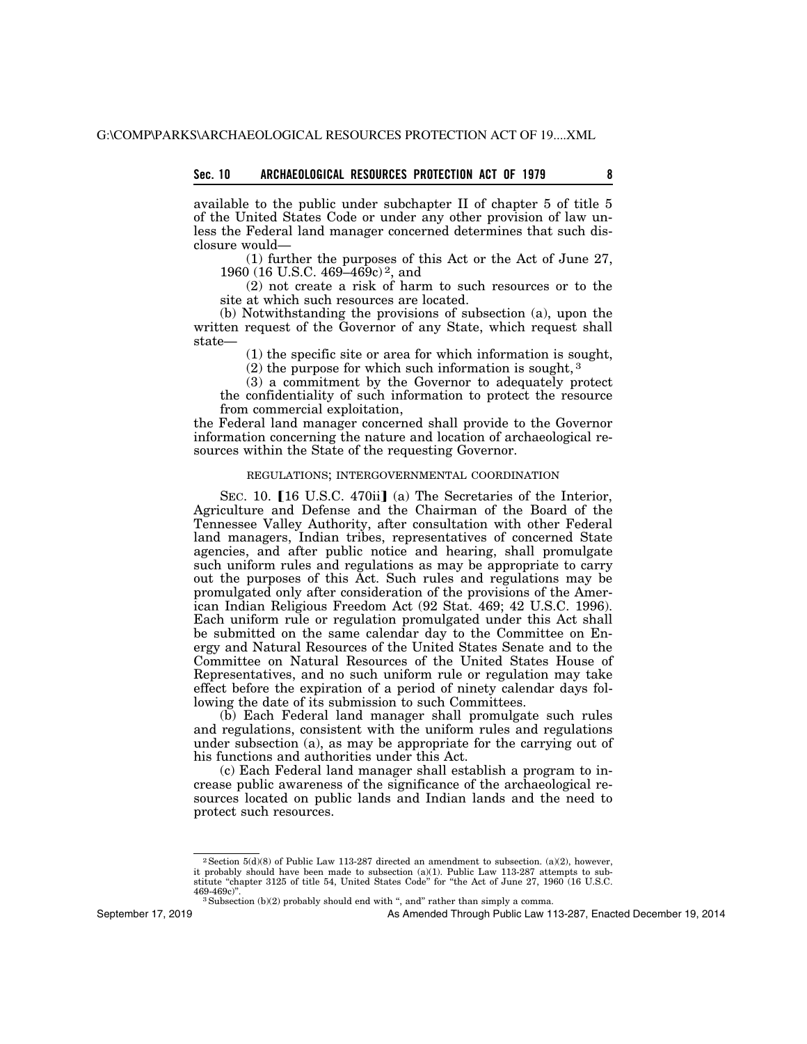available to the public under subchapter II of chapter 5 of title 5 of the United States Code or under any other provision of law unless the Federal land manager concerned determines that such disclosure would—

(1) further the purposes of this Act or the Act of June 27, 1960 (16 U.S.C. 469–469c)[2], and

(2) not create a risk of harm to such resources or to the site at which such resources are located.

(b) Notwithstanding the provisions of subsection (a), upon the written request of the Governor of any State, which request shall state—

(1) the specific site or area for which information is sought,

(2) the purpose for which such information is sought,[3]

(3) a commitment by the Governor to adequately protect the confidentiality of such information to protect the resource from commercial exploitation,

the Federal land manager concerned shall provide to the Governor information concerning the nature and location of archaeological resources within the State of the requesting Governor.

REGULATIONS; INTERGOVERNMENTAL COORDINATION

SEC. 10. 【16 U.S.C. 470ii】 (a) The Secretaries of the Interior, Agriculture and Defense and the Chairman of the Board of the Tennessee Valley Authority, after consultation with other Federal land managers, Indian tribes, representatives of concerned State agencies, and after public notice and hearing, shall promulgate such uniform rules and regulations as may be appropriate to carry out the purposes of this Act. Such rules and regulations may be promulgated only after consideration of the provisions of the American Indian Religious Freedom Act (92 Stat. 469; 42 U.S.C. 1996). Each uniform rule or regulation promulgated under this Act shall be submitted on the same calendar day to the Committee on Energy and Natural Resources of the United States Senate and to the Committee on Natural Resources of the United States House of Representatives, and no such uniform rule or regulation may take effect before the expiration of a period of ninety calendar days following the date of its submission to such Committees.

(b) Each Federal land manager shall promulgate such rules and regulations, consistent with the uniform rules and regulations under subsection (a), as may be appropriate for the carrying out of his functions and authorities under this Act.

(c) Each Federal land manager shall establish a program to increase public awareness of the significance of the archaeological resources located on public lands and Indian lands and the need to protect such resources.

---

[2] Section 5(d)(8) of Public Law 113-287 directed an amendment to subsection. (a)(2), however, it probably should have been made to subsection (a)(1). Public Law 113-287 attempts to substitute "chapter 3125 of title 54, United States Code" for "the Act of June 27, 1960 (16 U.S.C. 469-469c)".

[3] Subsection (b)(2) probably should end with ", and" rather than simply a comma.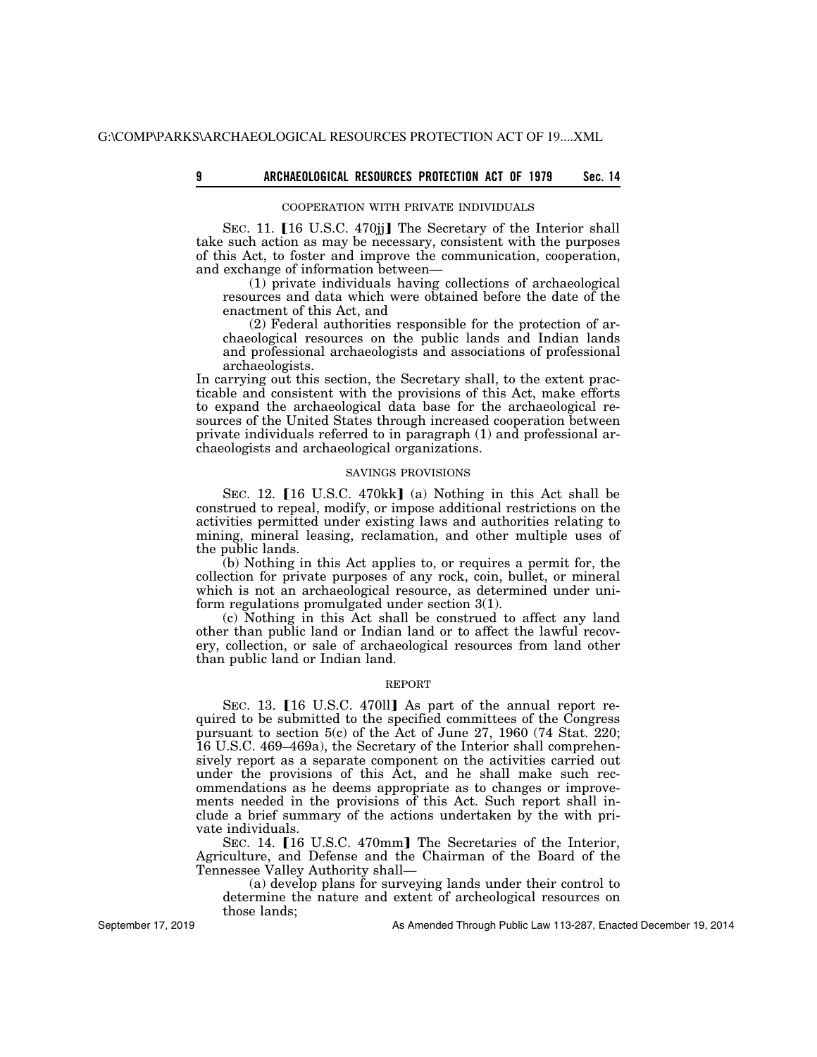COOPERATION WITH PRIVATE INDIVIDUALS

SEC. 11. 【16 U.S.C. 470jj】 The Secretary of the Interior shall take such action as may be necessary, consistent with the purposes of this Act, to foster and improve the communication, cooperation, and exchange of information between—

(1) private individuals having collections of archaeological resources and data which were obtained before the date of the enactment of this Act, and

(2) Federal authorities responsible for the protection of archaeological resources on the public lands and Indian lands and professional archaeologists and associations of professional archaeologists.

In carrying out this section, the Secretary shall, to the extent practicable and consistent with the provisions of this Act, make efforts to expand the archaeological data base for the archaeological resources of the United States through increased cooperation between private individuals referred to in paragraph (1) and professional archaeologists and archaeological organizations.

SAVINGS PROVISIONS

SEC. 12. 【16 U.S.C. 470kk】 (a) Nothing in this Act shall be construed to repeal, modify, or impose additional restrictions on the activities permitted under existing laws and authorities relating to mining, mineral leasing, reclamation, and other multiple uses of the public lands.

(b) Nothing in this Act applies to, or requires a permit for, the collection for private purposes of any rock, coin, bullet, or mineral which is not an archaeological resource, as determined under uniform regulations promulgated under section 3(1).

(c) Nothing in this Act shall be construed to affect any land other than public land or Indian land or to affect the lawful recovery, collection, or sale of archaeological resources from land other than public land or Indian land.

REPORT

SEC. 13. 【16 U.S.C. 470ll】 As part of the annual report required to be submitted to the specified committees of the Congress pursuant to section 5(c) of the Act of June 27, 1960 (74 Stat. 220; 16 U.S.C. 469–469a), the Secretary of the Interior shall comprehensively report as a separate component on the activities carried out under the provisions of this Act, and he shall make such recommendations as he deems appropriate as to changes or improvements needed in the provisions of this Act. Such report shall include a brief summary of the actions undertaken by the with private individuals.

SEC. 14. 【16 U.S.C. 470mm】 The Secretaries of the Interior, Agriculture, and Defense and the Chairman of the Board of the Tennessee Valley Authority shall—

(a) develop plans for surveying lands under their control to determine the nature and extent of archeological resources on those lands;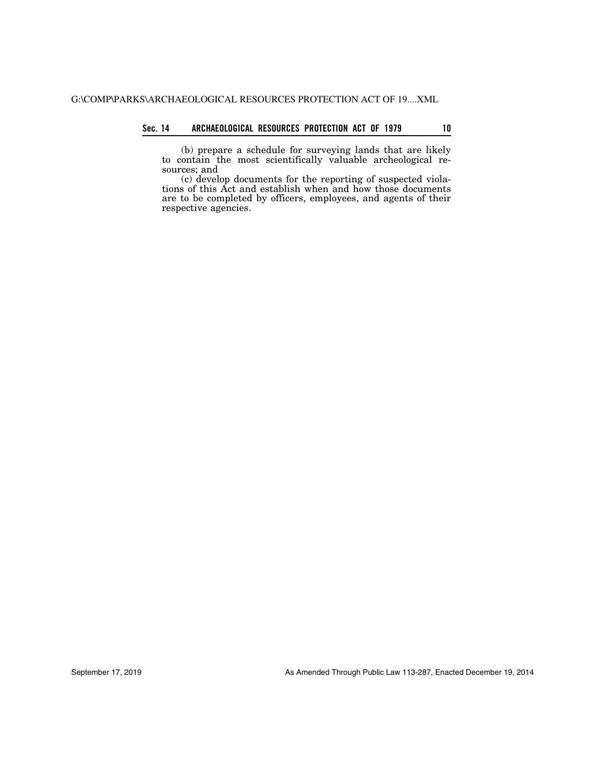(b) prepare a schedule for surveying lands that are likely to contain the most scientifically valuable archeological resources; and

(c) develop documents for the reporting of suspected violations of this Act and establish when and how those documents are to be completed by officers, employees, and agents of their respective agencies.